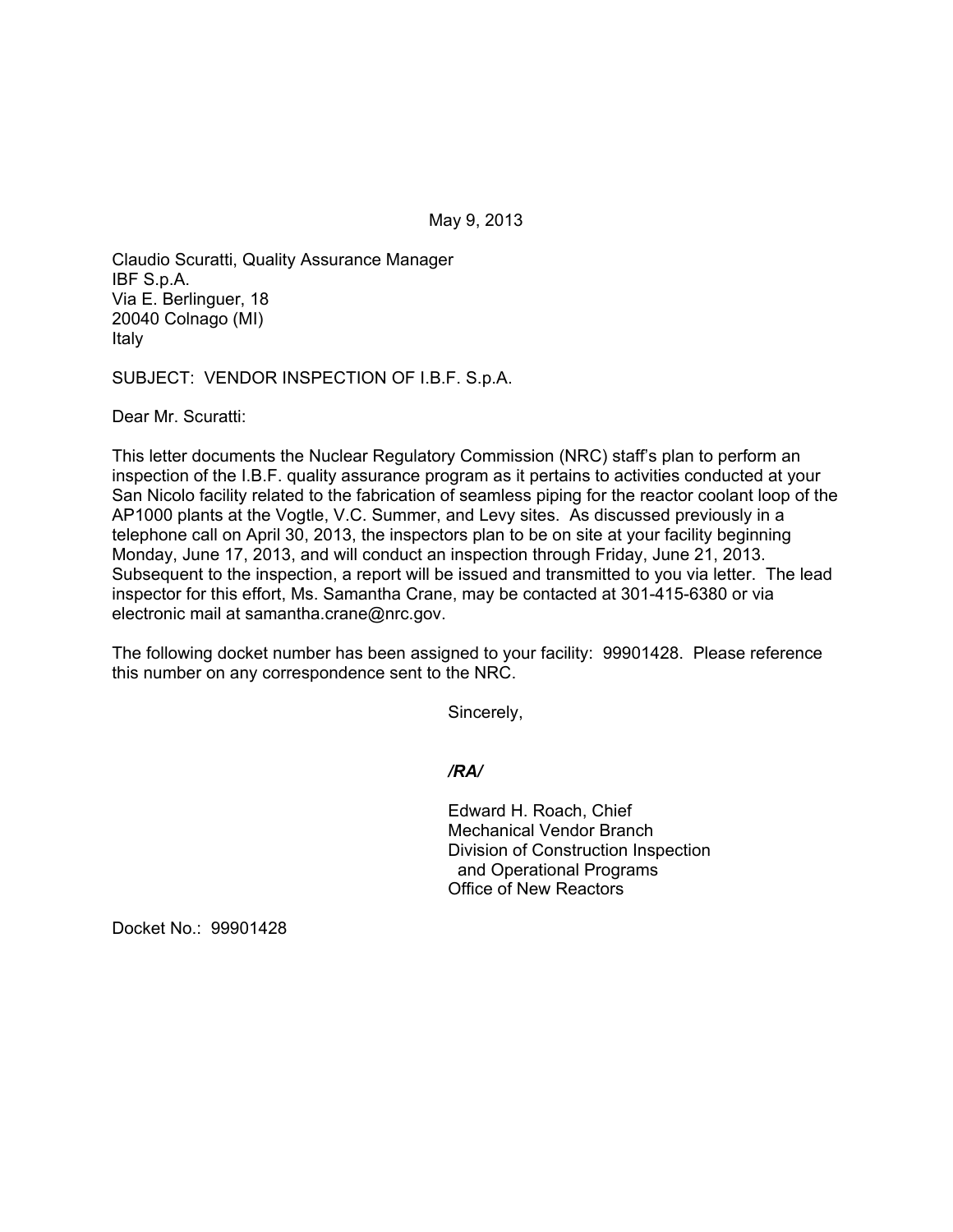May 9, 2013

Claudio Scuratti, Quality Assurance Manager
IBF S.p.A.
Via E. Berlinguer, 18
20040 Colnago (MI)
Italy

SUBJECT: VENDOR INSPECTION OF I.B.F. S.p.A.

Dear Mr. Scuratti:

This letter documents the Nuclear Regulatory Commission (NRC) staff's plan to perform an inspection of the I.B.F. quality assurance program as it pertains to activities conducted at your San Nicolo facility related to the fabrication of seamless piping for the reactor coolant loop of the AP1000 plants at the Vogtle, V.C. Summer, and Levy sites. As discussed previously in a telephone call on April 30, 2013, the inspectors plan to be on site at your facility beginning Monday, June 17, 2013, and will conduct an inspection through Friday, June 21, 2013. Subsequent to the inspection, a report will be issued and transmitted to you via letter. The lead inspector for this effort, Ms. Samantha Crane, may be contacted at 301-415-6380 or via electronic mail at samantha.crane@nrc.gov.

The following docket number has been assigned to your facility: 99901428. Please reference this number on any correspondence sent to the NRC.

Sincerely,

*/RA/*

Edward H. Roach, Chief
Mechanical Vendor Branch
Division of Construction Inspection
and Operational Programs
Office of New Reactors

Docket No.: 99901428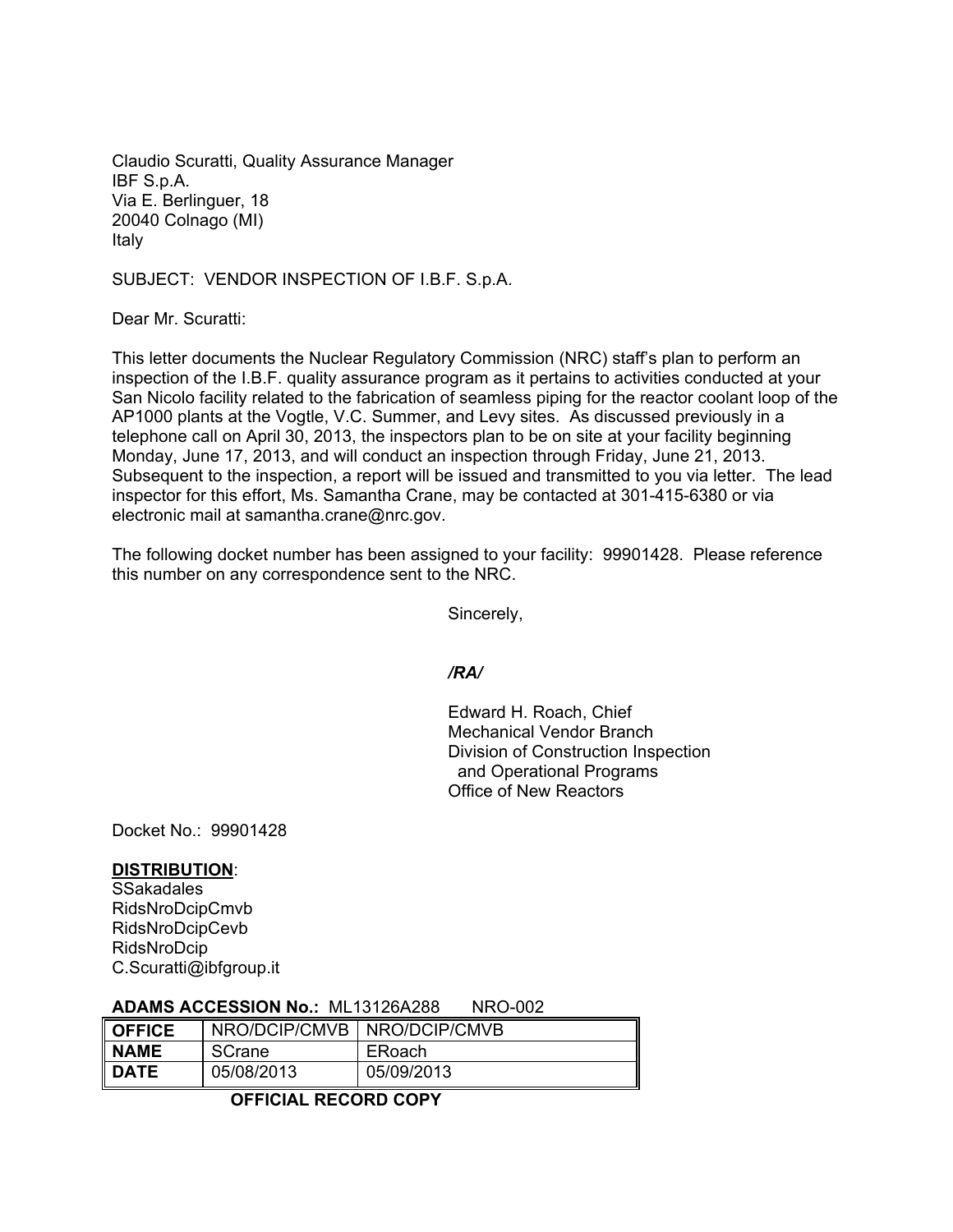Claudio Scuratti, Quality Assurance Manager
IBF S.p.A.
Via E. Berlinguer, 18
20040 Colnago (MI)
Italy

SUBJECT: VENDOR INSPECTION OF I.B.F. S.p.A.

Dear Mr. Scuratti:

This letter documents the Nuclear Regulatory Commission (NRC) staff's plan to perform an inspection of the I.B.F. quality assurance program as it pertains to activities conducted at your San Nicolo facility related to the fabrication of seamless piping for the reactor coolant loop of the AP1000 plants at the Vogtle, V.C. Summer, and Levy sites. As discussed previously in a telephone call on April 30, 2013, the inspectors plan to be on site at your facility beginning Monday, June 17, 2013, and will conduct an inspection through Friday, June 21, 2013. Subsequent to the inspection, a report will be issued and transmitted to you via letter. The lead inspector for this effort, Ms. Samantha Crane, may be contacted at 301-415-6380 or via electronic mail at samantha.crane@nrc.gov.

The following docket number has been assigned to your facility: 99901428. Please reference this number on any correspondence sent to the NRC.

Sincerely,

*/RA/*

Edward H. Roach, Chief
Mechanical Vendor Branch
Division of Construction Inspection
and Operational Programs
Office of New Reactors

Docket No.: 99901428

**DISTRIBUTION**:
SSakadales
RidsNroDcipCmvb
RidsNroDcipCevb
RidsNroDcip
C.Scuratti@ibfgroup.it

**ADAMS ACCESSION No.:** ML13126A288 NRO-002

| | | |
|---|---|---|
| **OFFICE** | NRO/DCIP/CMVB | NRO/DCIP/CMVB |
| **NAME** | SCrane | ERoach |
| **DATE** | 05/08/2013 | 05/09/2013 |

**OFFICIAL RECORD COPY**